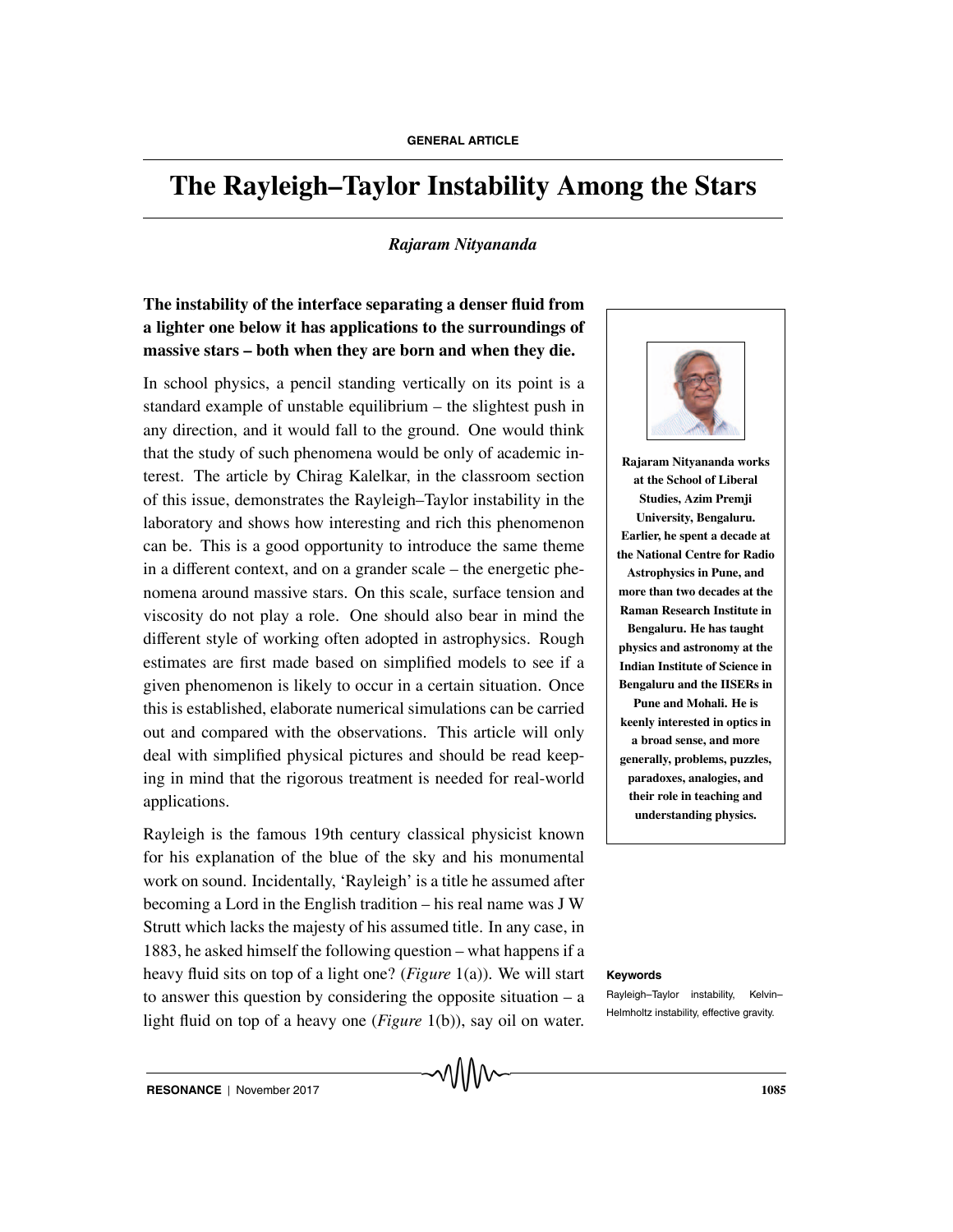GENERAL ARTICLE

# The Rayleigh–Taylor Instability Among the Stars

*Rajaram Nityananda*

**The instability of the interface separating a denser fluid from a lighter one below it has applications to the surroundings of massive stars – both when they are born and when they die.**

**Rajaram Nityananda works at the School of Liberal Studies, Azim Premji University, Bengaluru. Earlier, he spent a decade at the National Centre for Radio Astrophysics in Pune, and more than two decades at the Raman Research Institute in Bengaluru. He has taught physics and astronomy at the Indian Institute of Science in Bengaluru and the IISERs in Pune and Mohali. He is keenly interested in optics in a broad sense, and more generally, problems, puzzles, paradoxes, analogies, and their role in teaching and understanding physics.**

In school physics, a pencil standing vertically on its point is a standard example of unstable equilibrium – the slightest push in any direction, and it would fall to the ground. One would think that the study of such phenomena would be only of academic interest. The article by Chirag Kalelkar, in the classroom section of this issue, demonstrates the Rayleigh–Taylor instability in the laboratory and shows how interesting and rich this phenomenon can be. This is a good opportunity to introduce the same theme in a different context, and on a grander scale – the energetic phenomena around massive stars. On this scale, surface tension and viscosity do not play a role. One should also bear in mind the different style of working often adopted in astrophysics. Rough estimates are first made based on simplified models to see if a given phenomenon is likely to occur in a certain situation. Once this is established, elaborate numerical simulations can be carried out and compared with the observations. This article will only deal with simplified physical pictures and should be read keeping in mind that the rigorous treatment is needed for real-world applications.

Rayleigh is the famous 19th century classical physicist known for his explanation of the blue of the sky and his monumental work on sound. Incidentally, 'Rayleigh' is a title he assumed after becoming a Lord in the English tradition – his real name was J W Strutt which lacks the majesty of his assumed title. In any case, in 1883, he asked himself the following question – what happens if a heavy fluid sits on top of a light one? (*Figure* 1(a)). We will start to answer this question by considering the opposite situation – a light fluid on top of a heavy one (*Figure* 1(b)), say oil on water.

**Keywords**

Rayleigh–Taylor instability, Kelvin–Helmholtz instability, effective gravity.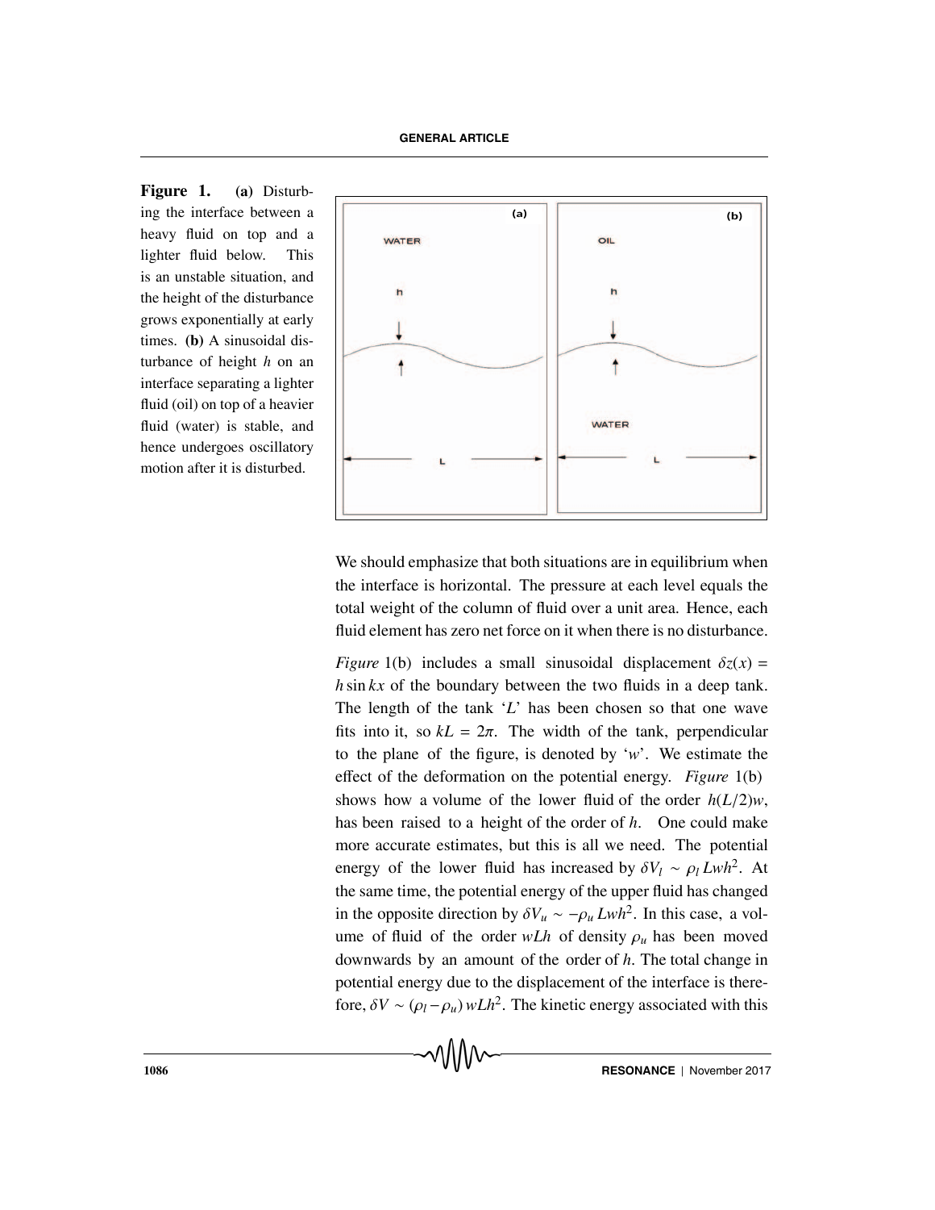**Figure 1.** **(a)** Disturbing the interface between a heavy fluid on top and a lighter fluid below. This is an unstable situation, and the height of the disturbance grows exponentially at early times. **(b)** A sinusoidal disturbance of height $h$ on an interface separating a lighter fluid (oil) on top of a heavier fluid (water) is stable, and hence undergoes oscillatory motion after it is disturbed.

We should emphasize that both situations are in equilibrium when the interface is horizontal. The pressure at each level equals the total weight of the column of fluid over a unit area. Hence, each fluid element has zero net force on it when there is no disturbance.

*Figure* 1(b) includes a small sinusoidal displacement $\delta z(x) = h \sin kx$ of the boundary between the two fluids in a deep tank. The length of the tank '$L$' has been chosen so that one wave fits into it, so $kL = 2\pi$. The width of the tank, perpendicular to the plane of the figure, is denoted by '$w$'. We estimate the effect of the deformation on the potential energy. *Figure* 1(b) shows how a volume of the lower fluid of the order $h(L/2)w$, has been raised to a height of the order of $h$. One could make more accurate estimates, but this is all we need. The potential energy of the lower fluid has increased by $\delta V_l \sim \rho_l Lwh^2$. At the same time, the potential energy of the upper fluid has changed in the opposite direction by $\delta V_u \sim -\rho_u Lwh^2$. In this case, a volume of fluid of the order $wLh$ of density $\rho_u$ has been moved downwards by an amount of the order of $h$. The total change in potential energy due to the displacement of the interface is therefore, $\delta V \sim (\rho_l - \rho_u)\, wLh^2$. The kinetic energy associated with this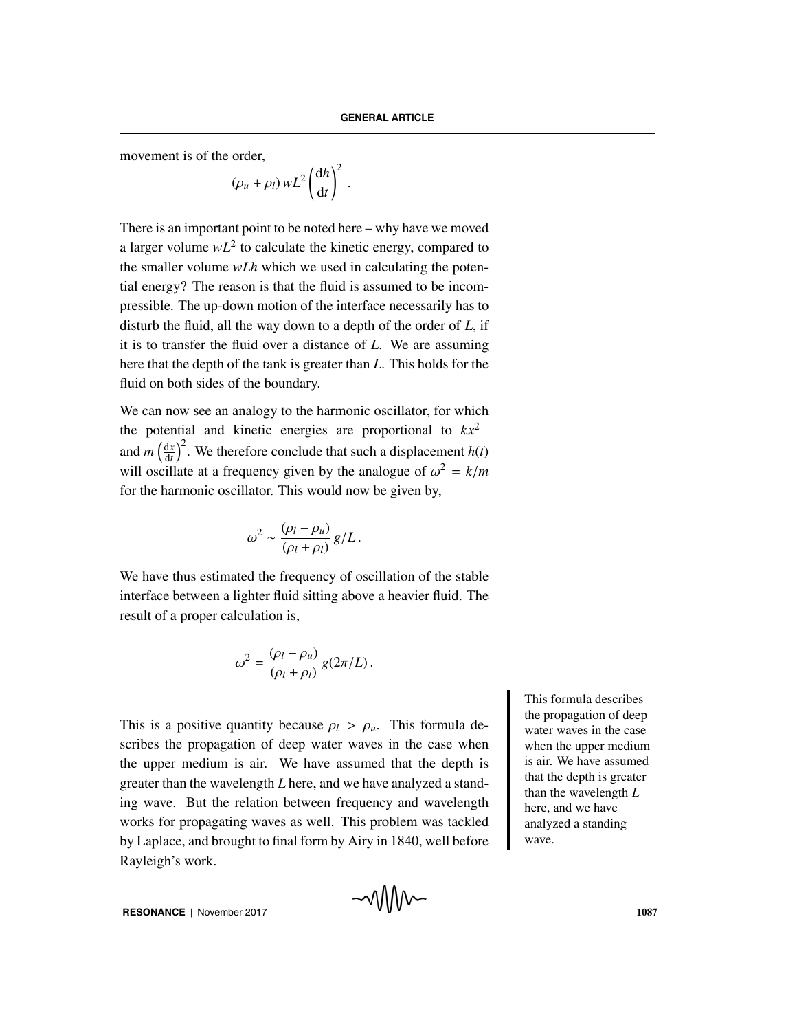movement is of the order,

$$(\rho_u + \rho_l)\, wL^2 \left(\frac{\mathrm{d}h}{\mathrm{d}t}\right)^2 .$$

There is an important point to be noted here – why have we moved a larger volume $wL^2$ to calculate the kinetic energy, compared to the smaller volume $wLh$ which we used in calculating the potential energy? The reason is that the fluid is assumed to be incompressible. The up-down motion of the interface necessarily has to disturb the fluid, all the way down to a depth of the order of $L$, if it is to transfer the fluid over a distance of $L$. We are assuming here that the depth of the tank is greater than $L$. This holds for the fluid on both sides of the boundary.

We can now see an analogy to the harmonic oscillator, for which the potential and kinetic energies are proportional to $kx^2$ and $m\left(\frac{\mathrm{d}x}{\mathrm{d}t}\right)^2$. We therefore conclude that such a displacement $h(t)$ will oscillate at a frequency given by the analogue of $\omega^2 = k/m$ for the harmonic oscillator. This would now be given by,

$$\omega^2 \sim \frac{(\rho_l - \rho_u)}{(\rho_l + \rho_l)}\, g/L \,.$$

We have thus estimated the frequency of oscillation of the stable interface between a lighter fluid sitting above a heavier fluid. The result of a proper calculation is,

$$\omega^2 = \frac{(\rho_l - \rho_u)}{(\rho_l + \rho_l)}\, g(2\pi/L) \,.$$

This is a positive quantity because $\rho_l > \rho_u$. This formula describes the propagation of deep water waves in the case when the upper medium is air. We have assumed that the depth is greater than the wavelength $L$ here, and we have analyzed a standing wave. But the relation between frequency and wavelength works for propagating waves as well. This problem was tackled by Laplace, and brought to final form by Airy in 1840, well before Rayleigh's work.

This formula describes the propagation of deep water waves in the case when the upper medium is air. We have assumed that the depth is greater than the wavelength $L$ here, and we have analyzed a standing wave.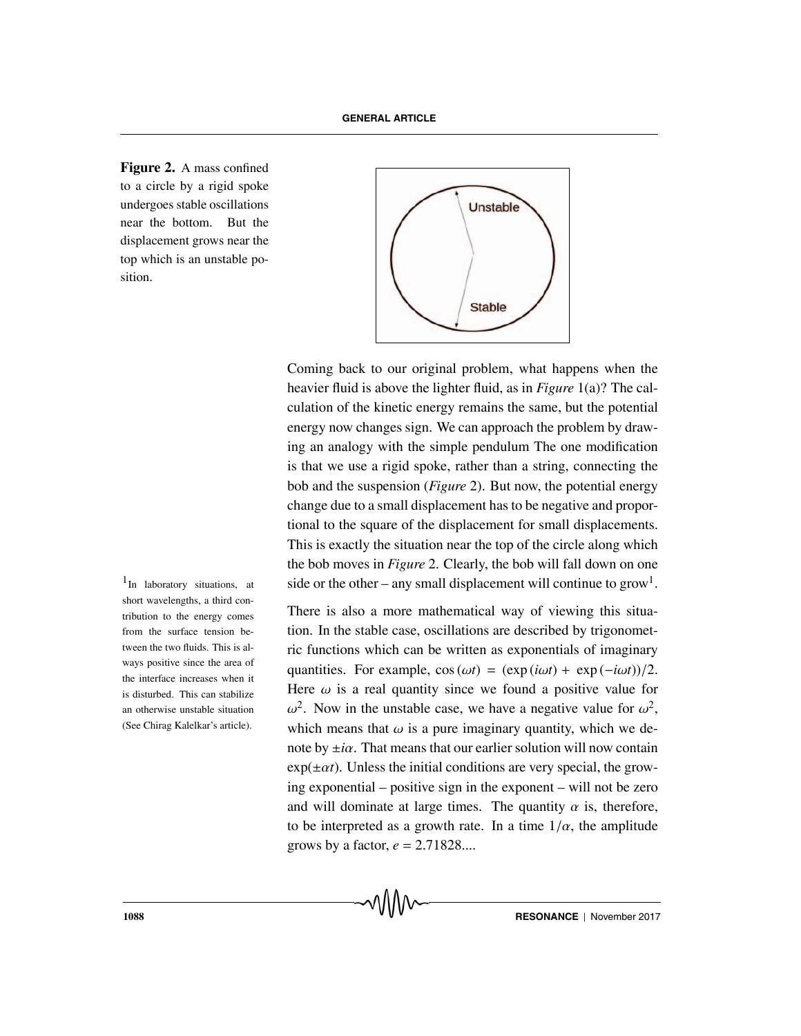**Figure 2.** A mass confined to a circle by a rigid spoke undergoes stable oscillations near the bottom. But the displacement grows near the top which is an unstable position.

Coming back to our original problem, what happens when the heavier fluid is above the lighter fluid, as in *Figure* 1(a)? The calculation of the kinetic energy remains the same, but the potential energy now changes sign. We can approach the problem by drawing an analogy with the simple pendulum The one modification is that we use a rigid spoke, rather than a string, connecting the bob and the suspension (*Figure* 2). But now, the potential energy change due to a small displacement has to be negative and proportional to the square of the displacement for small displacements. This is exactly the situation near the top of the circle along which the bob moves in *Figure* 2. Clearly, the bob will fall down on one side or the other – any small displacement will continue to grow[1].

[1] In laboratory situations, at short wavelengths, a third contribution to the energy comes from the surface tension between the two fluids. This is always positive since the area of the interface increases when it is disturbed. This can stabilize an otherwise unstable situation (See Chirag Kalelkar's article).

There is also a more mathematical way of viewing this situation. In the stable case, oscillations are described by trigonometric functions which can be written as exponentials of imaginary quantities. For example, $\cos(\omega t) = (\exp(i\omega t) + \exp(-i\omega t))/2$. Here $\omega$ is a real quantity since we found a positive value for $\omega^2$. Now in the unstable case, we have a negative value for $\omega^2$, which means that $\omega$ is a pure imaginary quantity, which we denote by $\pm i\alpha$. That means that our earlier solution will now contain $\exp(\pm\alpha t)$. Unless the initial conditions are very special, the growing exponential – positive sign in the exponent – will not be zero and will dominate at large times. The quantity $\alpha$ is, therefore, to be interpreted as a growth rate. In a time $1/\alpha$, the amplitude grows by a factor, $e = 2.71828....$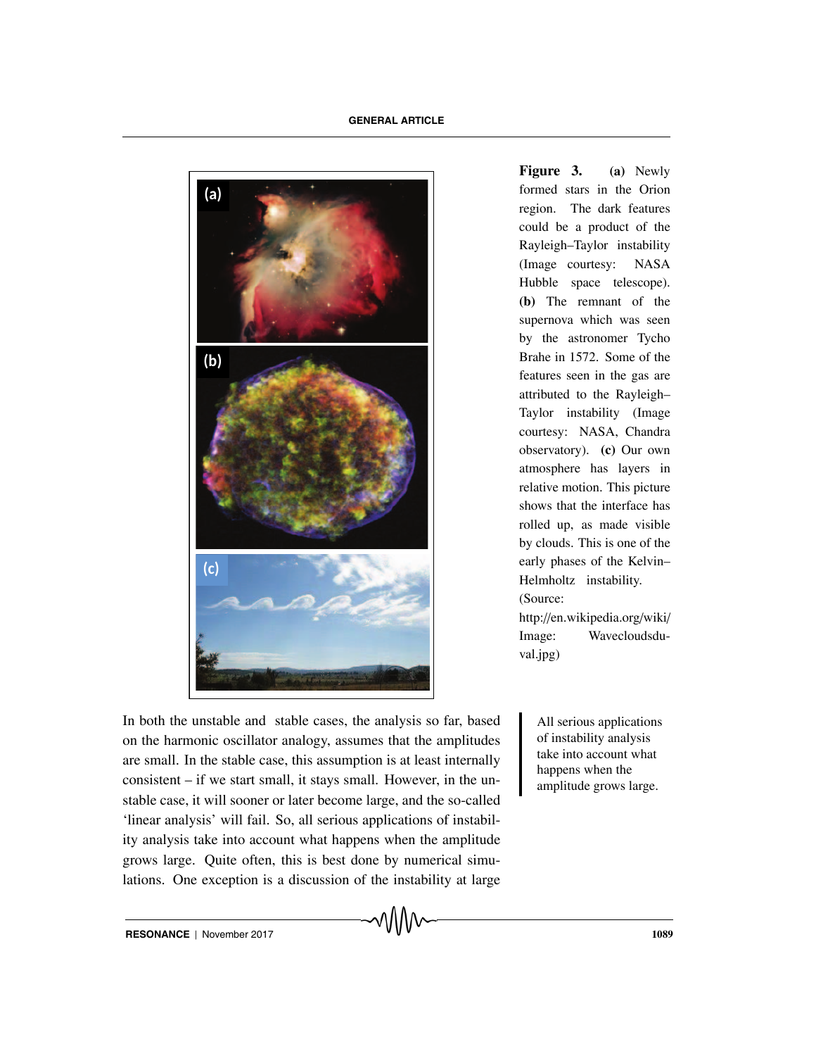**Figure 3.** **(a)** Newly formed stars in the Orion region. The dark features could be a product of the Rayleigh–Taylor instability (Image courtesy: NASA Hubble space telescope). **(b)** The remnant of the supernova which was seen by the astronomer Tycho Brahe in 1572. Some of the features seen in the gas are attributed to the Rayleigh–Taylor instability (Image courtesy: NASA, Chandra observatory). **(c)** Our own atmosphere has layers in relative motion. This picture shows that the interface has rolled up, as made visible by clouds. This is one of the early phases of the Kelvin–Helmholtz instability. (Source: http://en.wikipedia.org/wiki/Image: Wavecloudsduval.jpg)

In both the unstable and stable cases, the analysis so far, based on the harmonic oscillator analogy, assumes that the amplitudes are small. In the stable case, this assumption is at least internally consistent – if we start small, it stays small. However, in the unstable case, it will sooner or later become large, and the so-called 'linear analysis' will fail. So, all serious applications of instability analysis take into account what happens when the amplitude grows large. Quite often, this is best done by numerical simulations. One exception is a discussion of the instability at large

All serious applications of instability analysis take into account what happens when the amplitude grows large.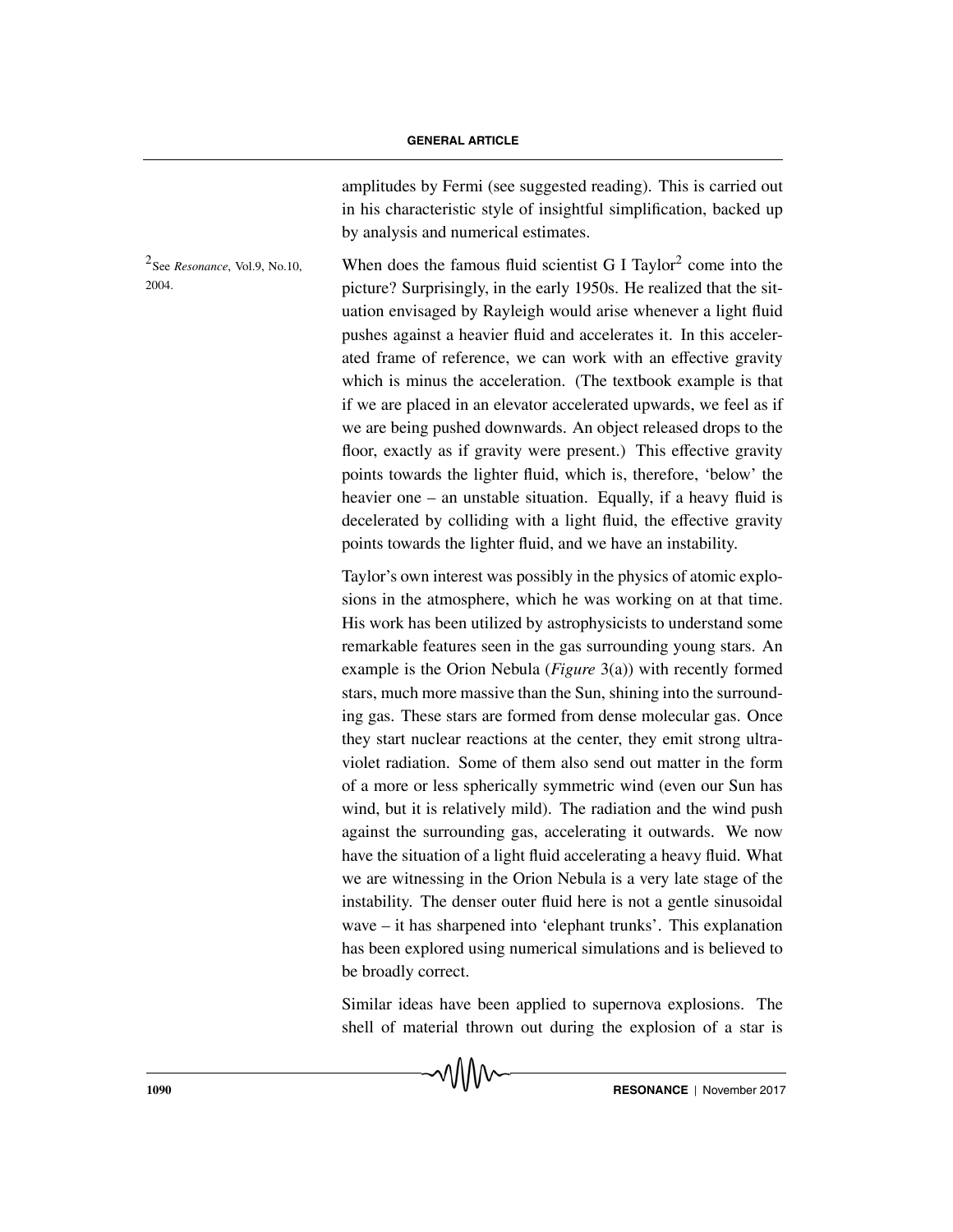amplitudes by Fermi (see suggested reading). This is carried out in his characteristic style of insightful simplification, backed up by analysis and numerical estimates.

[2] See *Resonance*, Vol.9, No.10, 2004.

When does the famous fluid scientist G I Taylor[2] come into the picture? Surprisingly, in the early 1950s. He realized that the situation envisaged by Rayleigh would arise whenever a light fluid pushes against a heavier fluid and accelerates it. In this accelerated frame of reference, we can work with an effective gravity which is minus the acceleration. (The textbook example is that if we are placed in an elevator accelerated upwards, we feel as if we are being pushed downwards. An object released drops to the floor, exactly as if gravity were present.) This effective gravity points towards the lighter fluid, which is, therefore, 'below' the heavier one – an unstable situation. Equally, if a heavy fluid is decelerated by colliding with a light fluid, the effective gravity points towards the lighter fluid, and we have an instability.

Taylor's own interest was possibly in the physics of atomic explosions in the atmosphere, which he was working on at that time. His work has been utilized by astrophysicists to understand some remarkable features seen in the gas surrounding young stars. An example is the Orion Nebula (*Figure* 3(a)) with recently formed stars, much more massive than the Sun, shining into the surrounding gas. These stars are formed from dense molecular gas. Once they start nuclear reactions at the center, they emit strong ultraviolet radiation. Some of them also send out matter in the form of a more or less spherically symmetric wind (even our Sun has wind, but it is relatively mild). The radiation and the wind push against the surrounding gas, accelerating it outwards. We now have the situation of a light fluid accelerating a heavy fluid. What we are witnessing in the Orion Nebula is a very late stage of the instability. The denser outer fluid here is not a gentle sinusoidal wave – it has sharpened into 'elephant trunks'. This explanation has been explored using numerical simulations and is believed to be broadly correct.

Similar ideas have been applied to supernova explosions. The shell of material thrown out during the explosion of a star is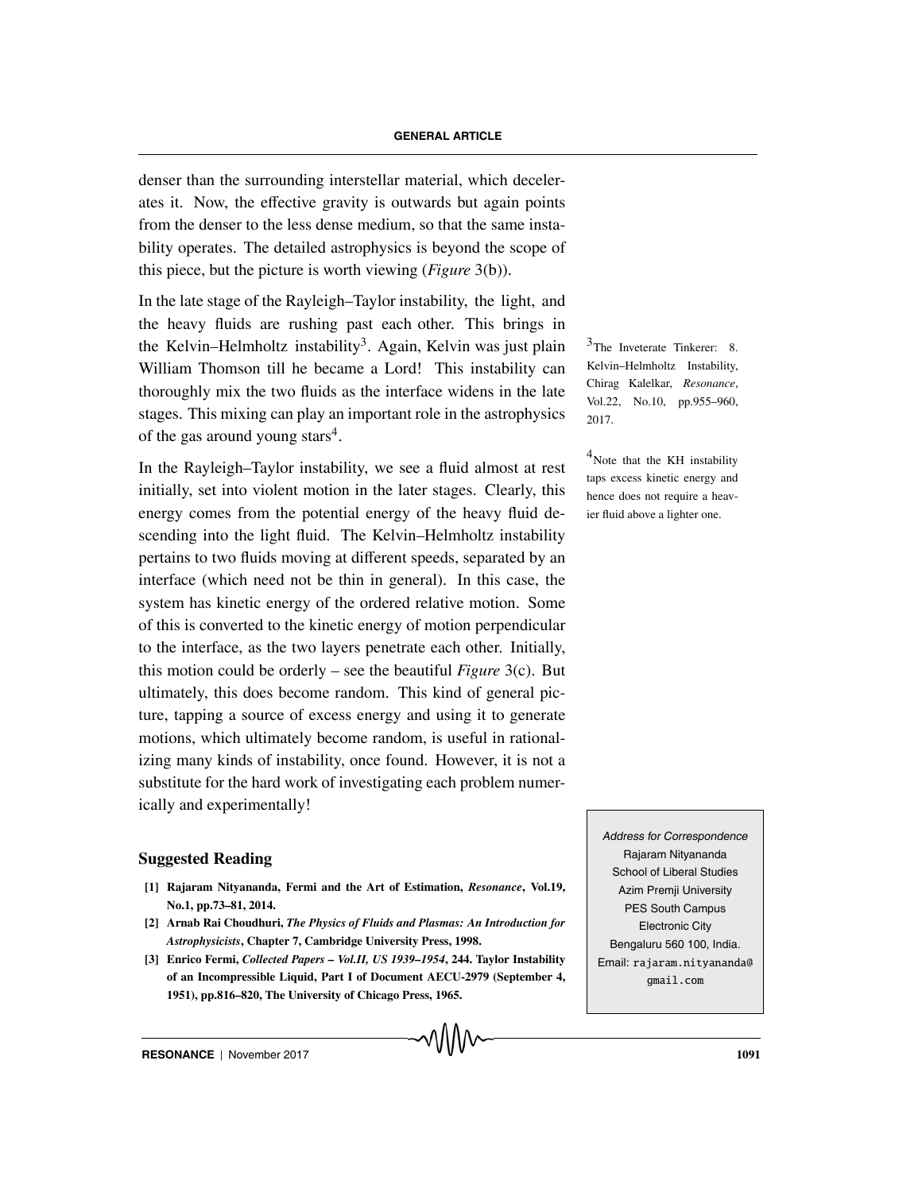denser than the surrounding interstellar material, which decelerates it. Now, the effective gravity is outwards but again points from the denser to the less dense medium, so that the same instability operates. The detailed astrophysics is beyond the scope of this piece, but the picture is worth viewing (*Figure* 3(b)).

In the late stage of the Rayleigh–Taylor instability, the light, and the heavy fluids are rushing past each other. This brings in the Kelvin–Helmholtz instability[3]. Again, Kelvin was just plain William Thomson till he became a Lord! This instability can thoroughly mix the two fluids as the interface widens in the late stages. This mixing can play an important role in the astrophysics of the gas around young stars[4].

[3] The Inveterate Tinkerer: 8. Kelvin–Helmholtz Instability, Chirag Kalelkar, *Resonance*, Vol.22, No.10, pp.955–960, 2017.

[4] Note that the KH instability taps excess kinetic energy and hence does not require a heavier fluid above a lighter one.

In the Rayleigh–Taylor instability, we see a fluid almost at rest initially, set into violent motion in the later stages. Clearly, this energy comes from the potential energy of the heavy fluid descending into the light fluid. The Kelvin–Helmholtz instability pertains to two fluids moving at different speeds, separated by an interface (which need not be thin in general). In this case, the system has kinetic energy of the ordered relative motion. Some of this is converted to the kinetic energy of motion perpendicular to the interface, as the two layers penetrate each other. Initially, this motion could be orderly – see the beautiful *Figure* 3(c). But ultimately, this does become random. This kind of general picture, tapping a source of excess energy and using it to generate motions, which ultimately become random, is useful in rationalizing many kinds of instability, once found. However, it is not a substitute for the hard work of investigating each problem numerically and experimentally!

## Suggested Reading

**[1] Rajaram Nityananda, Fermi and the Art of Estimation, *Resonance*, Vol.19, No.1, pp.73–81, 2014.**

**[2] Arnab Rai Choudhuri, *The Physics of Fluids and Plasmas: An Introduction for Astrophysicists*, Chapter 7, Cambridge University Press, 1998.**

**[3] Enrico Fermi, *Collected Papers – Vol.II, US 1939–1954*, 244. Taylor Instability of an Incompressible Liquid, Part I of Document AECU-2979 (September 4, 1951), pp.816–820, The University of Chicago Press, 1965.**

*Address for Correspondence*
Rajaram Nityananda
School of Liberal Studies
Azim Premji University
PES South Campus
Electronic City
Bengaluru 560 100, India.
Email: rajaram.nityananda@gmail.com